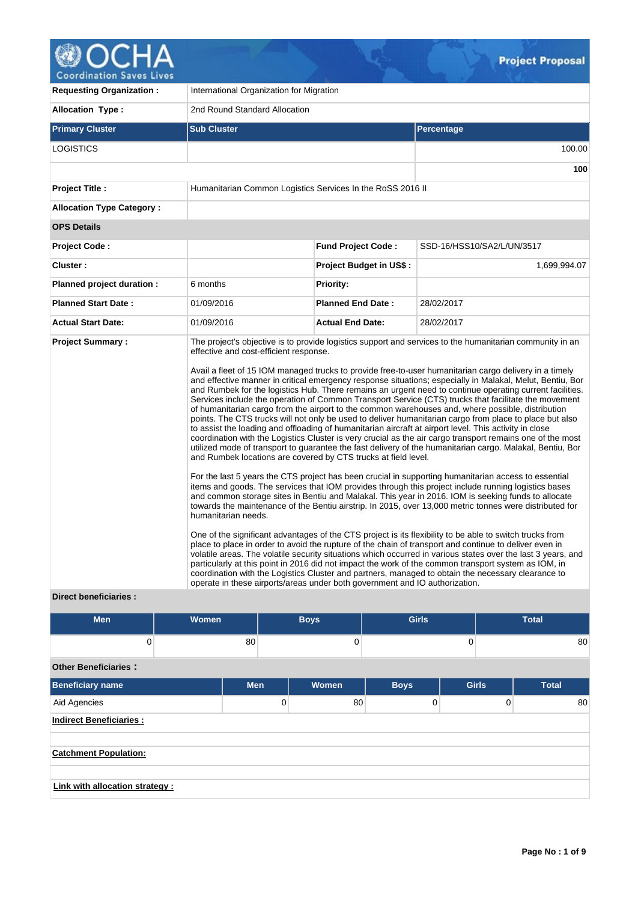# Project Proposal

| | | | |
|---|---|---|---|
| **Requesting Organization :** | International Organization for Migration | | |
| **Allocation Type :** | 2nd Round Standard Allocation | | |

| Primary Cluster | Sub Cluster | Percentage |
|---|---|---|
| LOGISTICS | | 100.00 |
| | | **100** |

| | | | |
|---|---|---|---|
| **Project Title :** | Humanitarian Common Logistics Services In the RoSS 2016 II | | |
| **Allocation Type Category :** | | | |
| **OPS Details** | | | |
| **Project Code :** | | **Fund Project Code :** | SSD-16/HSS10/SA2/L/UN/3517 |
| **Cluster :** | | **Project Budget in US$ :** | 1,699,994.07 |
| **Planned project duration :** | 6 months | **Priority:** | |
| **Planned Start Date :** | 01/09/2016 | **Planned End Date :** | 28/02/2017 |
| **Actual Start Date:** | 01/09/2016 | **Actual End Date:** | 28/02/2017 |

**Project Summary :**

The project's objective is to provide logistics support and services to the humanitarian community in an effective and cost-efficient response.

Avail a fleet of 15 IOM managed trucks to provide free-to-user humanitarian cargo delivery in a timely and effective manner in critical emergency response situations; especially in Malakal, Melut, Bentiu, Bor and Rumbek for the logistics Hub. There remains an urgent need to continue operating current facilities. Services include the operation of Common Transport Service (CTS) trucks that facilitate the movement of humanitarian cargo from the airport to the common warehouses and, where possible, distribution points. The CTS trucks will not only be used to deliver humanitarian cargo from place to place but also to assist the loading and offloading of humanitarian aircraft at airport level. This activity in close coordination with the Logistics Cluster is very crucial as the air cargo transport remains one of the most utilized mode of transport to guarantee the fast delivery of the humanitarian cargo. Malakal, Bentiu, Bor and Rumbek locations are covered by CTS trucks at field level.

For the last 5 years the CTS project has been crucial in supporting humanitarian access to essential items and goods. The services that IOM provides through this project include running logistics bases and common storage sites in Bentiu and Malakal. This year in 2016. IOM is seeking funds to allocate towards the maintenance of the Bentiu airstrip. In 2015, over 13,000 metric tonnes were distributed for humanitarian needs.

One of the significant advantages of the CTS project is its flexibility to be able to switch trucks from place to place in order to avoid the rupture of the chain of transport and continue to deliver even in volatile areas. The volatile security situations which occurred in various states over the last 3 years, and particularly at this point in 2016 did not impact the work of the common transport system as IOM, in coordination with the Logistics Cluster and partners, managed to obtain the necessary clearance to operate in these airports/areas under both government and IO authorization.

**Direct beneficiaries :**

| Men | Women | Boys | Girls | Total |
|---|---|---|---|---|
| 0 | 80 | 0 | 0 | 80 |

**Other Beneficiaries :**

| Beneficiary name | Men | Women | Boys | Girls | Total |
|---|---|---|---|---|---|
| Aid Agencies | 0 | 80 | 0 | 0 | 80 |

**Indirect Beneficiaries :**

**Catchment Population:**

**Link with allocation strategy :**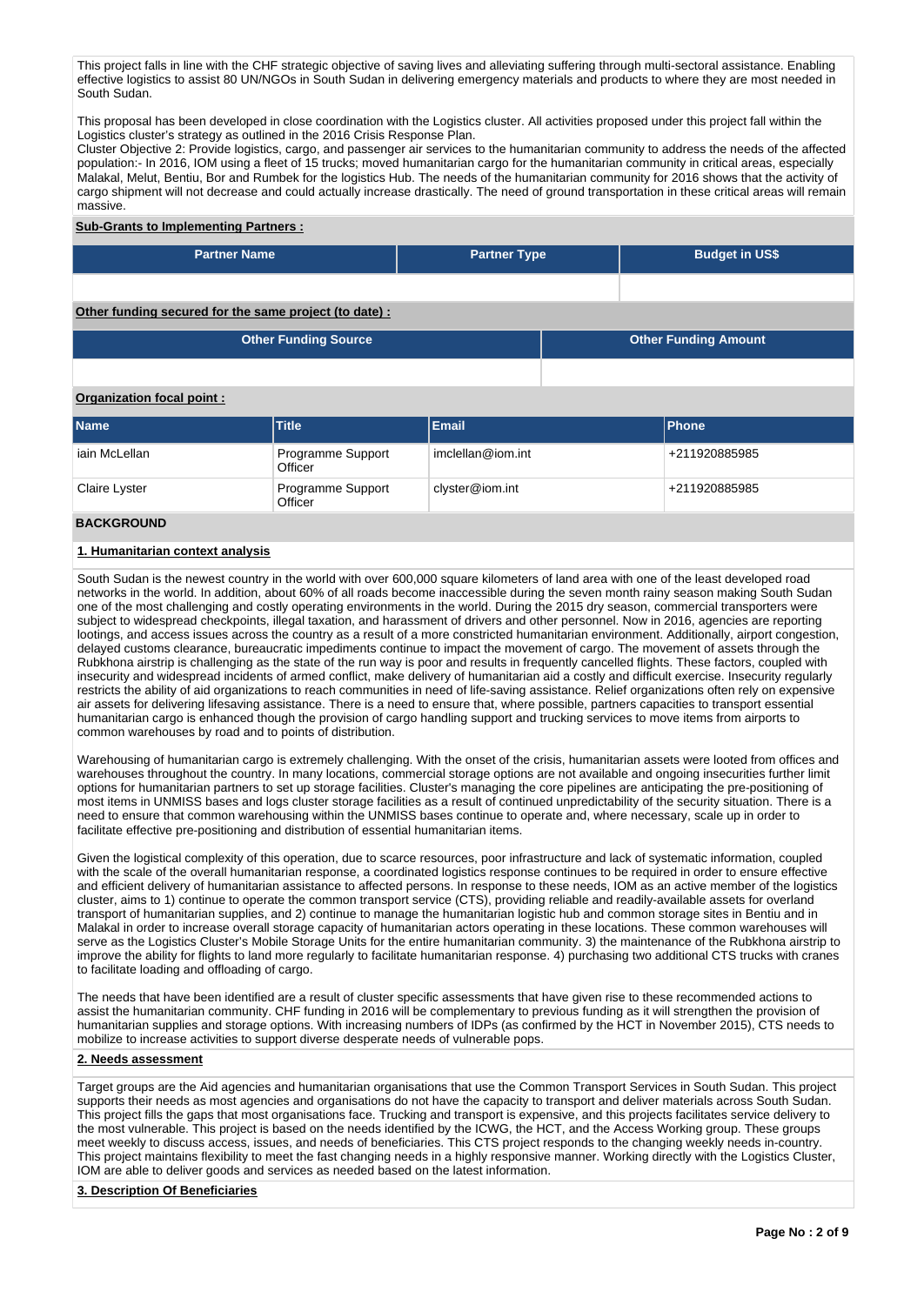This project falls in line with the CHF strategic objective of saving lives and alleviating suffering through multi-sectoral assistance. Enabling effective logistics to assist 80 UN/NGOs in South Sudan in delivering emergency materials and products to where they are most needed in South Sudan.

This proposal has been developed in close coordination with the Logistics cluster. All activities proposed under this project fall within the Logistics cluster's strategy as outlined in the 2016 Crisis Response Plan.
Cluster Objective 2: Provide logistics, cargo, and passenger air services to the humanitarian community to address the needs of the affected population:- In 2016, IOM using a fleet of 15 trucks; moved humanitarian cargo for the humanitarian community in critical areas, especially Malakal, Melut, Bentiu, Bor and Rumbek for the logistics Hub. The needs of the humanitarian community for 2016 shows that the activity of cargo shipment will not decrease and could actually increase drastically. The need of ground transportation in these critical areas will remain massive.

**Sub-Grants to Implementing Partners :**

| Partner Name | Partner Type | Budget in US$ |
|---|---|---|
| | | |

**Other funding secured for the same project (to date) :**

| Other Funding Source | Other Funding Amount |
|---|---|
| | |

**Organization focal point :**

| Name | Title | Email | Phone |
|---|---|---|---|
| iain McLellan | Programme Support Officer | imclellan@iom.int | +211920885985 |
| Claire Lyster | Programme Support Officer | clyster@iom.int | +211920885985 |

## BACKGROUND

### 1. Humanitarian context analysis

South Sudan is the newest country in the world with over 600,000 square kilometers of land area with one of the least developed road networks in the world. In addition, about 60% of all roads become inaccessible during the seven month rainy season making South Sudan one of the most challenging and costly operating environments in the world. During the 2015 dry season, commercial transporters were subject to widespread checkpoints, illegal taxation, and harassment of drivers and other personnel. Now in 2016, agencies are reporting lootings, and access issues across the country as a result of a more constricted humanitarian environment. Additionally, airport congestion, delayed customs clearance, bureaucratic impediments continue to impact the movement of cargo. The movement of assets through the Rubkhona airstrip is challenging as the state of the run way is poor and results in frequently cancelled flights. These factors, coupled with insecurity and widespread incidents of armed conflict, make delivery of humanitarian aid a costly and difficult exercise. Insecurity regularly restricts the ability of aid organizations to reach communities in need of life-saving assistance. Relief organizations often rely on expensive air assets for delivering lifesaving assistance. There is a need to ensure that, where possible, partners capacities to transport essential humanitarian cargo is enhanced though the provision of cargo handling support and trucking services to move items from airports to common warehouses by road and to points of distribution.

Warehousing of humanitarian cargo is extremely challenging. With the onset of the crisis, humanitarian assets were looted from offices and warehouses throughout the country. In many locations, commercial storage options are not available and ongoing insecurities further limit options for humanitarian partners to set up storage facilities. Cluster's managing the core pipelines are anticipating the pre-positioning of most items in UNMISS bases and logs cluster storage facilities as a result of continued unpredictability of the security situation. There is a need to ensure that common warehousing within the UNMISS bases continue to operate and, where necessary, scale up in order to facilitate effective pre-positioning and distribution of essential humanitarian items.

Given the logistical complexity of this operation, due to scarce resources, poor infrastructure and lack of systematic information, coupled with the scale of the overall humanitarian response, a coordinated logistics response continues to be required in order to ensure effective and efficient delivery of humanitarian assistance to affected persons. In response to these needs, IOM as an active member of the logistics cluster, aims to 1) continue to operate the common transport service (CTS), providing reliable and readily-available assets for overland transport of humanitarian supplies, and 2) continue to manage the humanitarian logistic hub and common storage sites in Bentiu and in Malakal in order to increase overall storage capacity of humanitarian actors operating in these locations. These common warehouses will serve as the Logistics Cluster's Mobile Storage Units for the entire humanitarian community. 3) the maintenance of the Rubkhona airstrip to improve the ability for flights to land more regularly to facilitate humanitarian response. 4) purchasing two additional CTS trucks with cranes to facilitate loading and offloading of cargo.

The needs that have been identified are a result of cluster specific assessments that have given rise to these recommended actions to assist the humanitarian community. CHF funding in 2016 will be complementary to previous funding as it will strengthen the provision of humanitarian supplies and storage options. With increasing numbers of IDPs (as confirmed by the HCT in November 2015), CTS needs to mobilize to increase activities to support diverse desperate needs of vulnerable pops.

### 2. Needs assessment

Target groups are the Aid agencies and humanitarian organisations that use the Common Transport Services in South Sudan. This project supports their needs as most agencies and organisations do not have the capacity to transport and deliver materials across South Sudan. This project fills the gaps that most organisations face. Trucking and transport is expensive, and this projects facilitates service delivery to the most vulnerable. This project is based on the needs identified by the ICWG, the HCT, and the Access Working group. These groups meet weekly to discuss access, issues, and needs of beneficiaries. This CTS project responds to the changing weekly needs in-country. This project maintains flexibility to meet the fast changing needs in a highly responsive manner. Working directly with the Logistics Cluster, IOM are able to deliver goods and services as needed based on the latest information.

### 3. Description Of Beneficiaries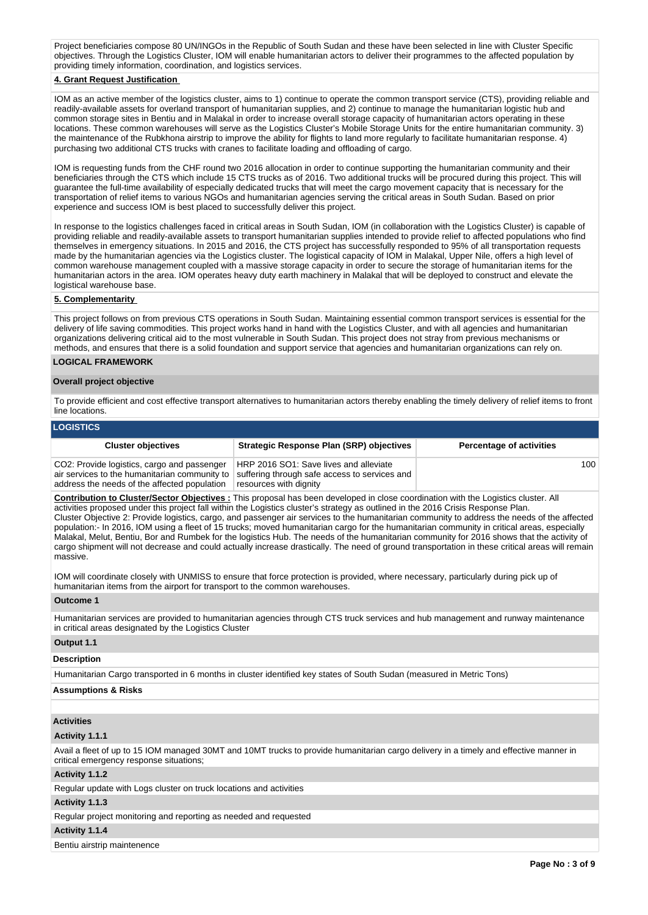Project beneficiaries compose 80 UN/INGOs in the Republic of South Sudan and these have been selected in line with Cluster Specific objectives. Through the Logistics Cluster, IOM will enable humanitarian actors to deliver their programmes to the affected population by providing timely information, coordination, and logistics services.

**4. Grant Request Justification**

IOM as an active member of the logistics cluster, aims to 1) continue to operate the common transport service (CTS), providing reliable and readily-available assets for overland transport of humanitarian supplies, and 2) continue to manage the humanitarian logistic hub and common storage sites in Bentiu and in Malakal in order to increase overall storage capacity of humanitarian actors operating in these locations. These common warehouses will serve as the Logistics Cluster's Mobile Storage Units for the entire humanitarian community. 3) the maintenance of the Rubkhona airstrip to improve the ability for flights to land more regularly to facilitate humanitarian response. 4) purchasing two additional CTS trucks with cranes to facilitate loading and offloading of cargo.

IOM is requesting funds from the CHF round two 2016 allocation in order to continue supporting the humanitarian community and their beneficiaries through the CTS which include 15 CTS trucks as of 2016. Two additional trucks will be procured during this project. This will guarantee the full-time availability of especially dedicated trucks that will meet the cargo movement capacity that is necessary for the transportation of relief items to various NGOs and humanitarian agencies serving the critical areas in South Sudan. Based on prior experience and success IOM is best placed to successfully deliver this project.

In response to the logistics challenges faced in critical areas in South Sudan, IOM (in collaboration with the Logistics Cluster) is capable of providing reliable and readily-available assets to transport humanitarian supplies intended to provide relief to affected populations who find themselves in emergency situations. In 2015 and 2016, the CTS project has successfully responded to 95% of all transportation requests made by the humanitarian agencies via the Logistics cluster. The logistical capacity of IOM in Malakal, Upper Nile, offers a high level of common warehouse management coupled with a massive storage capacity in order to secure the storage of humanitarian items for the humanitarian actors in the area. IOM operates heavy duty earth machinery in Malakal that will be deployed to construct and elevate the logistical warehouse base.

**5. Complementarity**

This project follows on from previous CTS operations in South Sudan. Maintaining essential common transport services is essential for the delivery of life saving commodities. This project works hand in hand with the Logistics Cluster, and with all agencies and humanitarian organizations delivering critical aid to the most vulnerable in South Sudan. This project does not stray from previous mechanisms or methods, and ensures that there is a solid foundation and support service that agencies and humanitarian organizations can rely on.

## LOGICAL FRAMEWORK

### Overall project objective

To provide efficient and cost effective transport alternatives to humanitarian actors thereby enabling the timely delivery of relief items to front line locations.

### LOGISTICS

| Cluster objectives | Strategic Response Plan (SRP) objectives | Percentage of activities |
|---|---|---|
| CO2: Provide logistics, cargo and passenger air services to the humanitarian community to address the needs of the affected population | HRP 2016 SO1: Save lives and alleviate suffering through safe access to services and resources with dignity | 100 |

**Contribution to Cluster/Sector Objectives :** This proposal has been developed in close coordination with the Logistics cluster. All activities proposed under this project fall within the Logistics cluster's strategy as outlined in the 2016 Crisis Response Plan. Cluster Objective 2: Provide logistics, cargo, and passenger air services to the humanitarian community to address the needs of the affected population:- In 2016, IOM using a fleet of 15 trucks; moved humanitarian cargo for the humanitarian community in critical areas, especially Malakal, Melut, Bentiu, Bor and Rumbek for the logistics Hub. The needs of the humanitarian community for 2016 shows that the activity of cargo shipment will not decrease and could actually increase drastically. The need of ground transportation in these critical areas will remain massive.

IOM will coordinate closely with UNMISS to ensure that force protection is provided, where necessary, particularly during pick up of humanitarian items from the airport for transport to the common warehouses.

**Outcome 1**

Humanitarian services are provided to humanitarian agencies through CTS truck services and hub management and runway maintenance in critical areas designated by the Logistics Cluster

**Output 1.1**

**Description**

Humanitarian Cargo transported in 6 months in cluster identified key states of South Sudan (measured in Metric Tons)

**Assumptions & Risks**

**Activities**

**Activity 1.1.1**

Avail a fleet of up to 15 IOM managed 30MT and 10MT trucks to provide humanitarian cargo delivery in a timely and effective manner in critical emergency response situations;

**Activity 1.1.2**

Regular update with Logs cluster on truck locations and activities

**Activity 1.1.3**

Regular project monitoring and reporting as needed and requested

**Activity 1.1.4**

Bentiu airstrip maintenence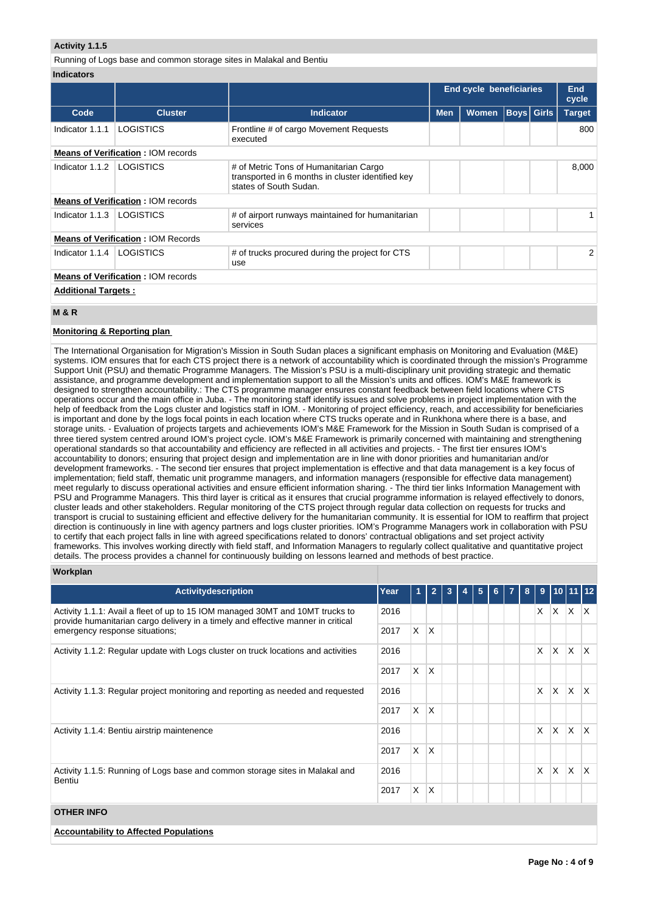**Activity 1.1.5**

Running of Logs base and common storage sites in Malakal and Bentiu

**Indicators**

| | | | End cycle beneficiaries | | | | End cycle |
|---|---|---|---|---|---|---|---|
| **Code** | **Cluster** | **Indicator** | **Men** | **Women** | **Boys** | **Girls** | **Target** |
| Indicator 1.1.1 | LOGISTICS | Frontline # of cargo Movement Requests executed | | | | | 800 |
| **Means of Verification :** IOM records | | | | | | | |
| Indicator 1.1.2 | LOGISTICS | # of Metric Tons of Humanitarian Cargo transported in 6 months in cluster identified key states of South Sudan. | | | | | 8,000 |
| **Means of Verification :** IOM records | | | | | | | |
| Indicator 1.1.3 | LOGISTICS | # of airport runways maintained for humanitarian services | | | | | 1 |
| **Means of Verification :** IOM Records | | | | | | | |
| Indicator 1.1.4 | LOGISTICS | # of trucks procured during the project for CTS use | | | | | 2 |
| **Means of Verification :** IOM records | | | | | | | |

**Additional Targets :**

**M & R**

**Monitoring & Reporting plan**

The International Organisation for Migration's Mission in South Sudan places a significant emphasis on Monitoring and Evaluation (M&E) systems. IOM ensures that for each CTS project there is a network of accountability which is coordinated through the mission's Programme Support Unit (PSU) and thematic Programme Managers. The Mission's PSU is a multi-disciplinary unit providing strategic and thematic assistance, and programme development and implementation support to all the Mission's units and offices. IOM's M&E framework is designed to strengthen accountability.: The CTS programme manager ensures constant feedback between field locations where CTS operations occur and the main office in Juba. - The monitoring staff identify issues and solve problems in project implementation with the help of feedback from the Logs cluster and logistics staff in IOM. - Monitoring of project efficiency, reach, and accessibility for beneficiaries is important and done by the logs focal points in each location where CTS trucks operate and in Runkhona where there is a base, and storage units. - Evaluation of projects targets and achievements IOM's M&E Framework for the Mission in South Sudan is comprised of a three tiered system centred around IOM's project cycle. IOM's M&E Framework is primarily concerned with maintaining and strengthening operational standards so that accountability and efficiency are reflected in all activities and projects. - The first tier ensures IOM's accountability to donors; ensuring that project design and implementation are in line with donor priorities and humanitarian and/or development frameworks. - The second tier ensures that project implementation is effective and that data management is a key focus of implementation; field staff, thematic unit programme managers, and information managers (responsible for effective data management) meet regularly to discuss operational activities and ensure efficient information sharing. - The third tier links Information Management with PSU and Programme Managers. This third layer is critical as it ensures that crucial programme information is relayed effectively to donors, cluster leads and other stakeholders. Regular monitoring of the CTS project through regular data collection on requests for trucks and transport is crucial to sustaining efficient and effective delivery for the humanitarian community. It is essential for IOM to reaffirm that project direction is continuously in line with agency partners and logs cluster priorities. IOM's Programme Managers work in collaboration with PSU to certify that each project falls in line with agreed specifications related to donors' contractual obligations and set project activity frameworks. This involves working directly with field staff, and Information Managers to regularly collect qualitative and quantitative project details. The process provides a channel for continuously building on lessons learned and methods of best practice.

**Workplan**

| Activitydescription | Year | 1 | 2 | 3 | 4 | 5 | 6 | 7 | 8 | 9 | 10 | 11 | 12 |
|---|---|---|---|---|---|---|---|---|---|---|---|---|---|
| Activity 1.1.1: Avail a fleet of up to 15 IOM managed 30MT and 10MT trucks to provide humanitarian cargo delivery in a timely and effective manner in critical emergency response situations; | 2016 | | | | | | | | | X | X | X | X |
| | 2017 | X | X | | | | | | | | | | |
| Activity 1.1.2: Regular update with Logs cluster on truck locations and activities | 2016 | | | | | | | | | X | X | X | X |
| | 2017 | X | X | | | | | | | | | | |
| Activity 1.1.3: Regular project monitoring and reporting as needed and requested | 2016 | | | | | | | | | X | X | X | X |
| | 2017 | X | X | | | | | | | | | | |
| Activity 1.1.4: Bentiu airstrip maintenence | 2016 | | | | | | | | | X | X | X | X |
| | 2017 | X | X | | | | | | | | | | |
| Activity 1.1.5: Running of Logs base and common storage sites in Malakal and Bentiu | 2016 | | | | | | | | | X | X | X | X |
| | 2017 | X | X | | | | | | | | | | |

**OTHER INFO**

**Accountability to Affected Populations**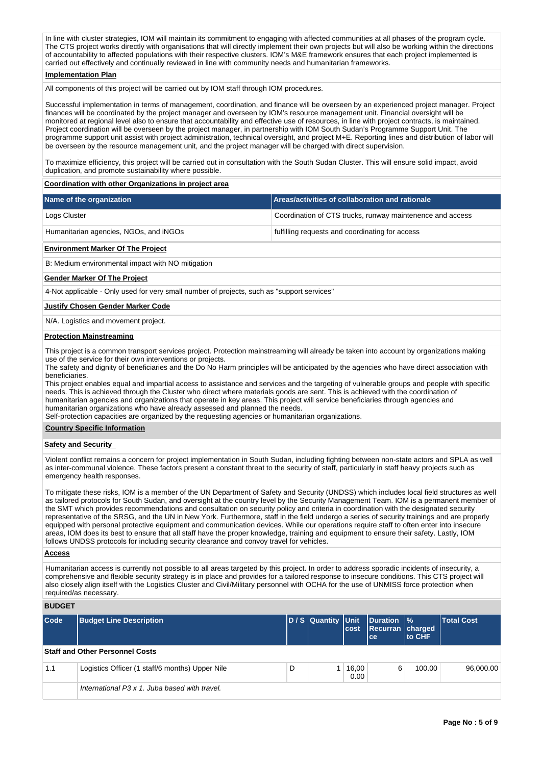In line with cluster strategies, IOM will maintain its commitment to engaging with affected communities at all phases of the program cycle. The CTS project works directly with organisations that will directly implement their own projects but will also be working within the directions of accountability to affected populations with their respective clusters. IOM's M&E framework ensures that each project implemented is carried out effectively and continually reviewed in line with community needs and humanitarian frameworks.

**Implementation Plan**

All components of this project will be carried out by IOM staff through IOM procedures.

Successful implementation in terms of management, coordination, and finance will be overseen by an experienced project manager. Project finances will be coordinated by the project manager and overseen by IOM's resource management unit. Financial oversight will be monitored at regional level also to ensure that accountability and effective use of resources, in line with project contracts, is maintained. Project coordination will be overseen by the project manager, in partnership with IOM South Sudan's Programme Support Unit. The programme support unit assist with project administration, technical oversight, and project M+E. Reporting lines and distribution of labor will be overseen by the resource management unit, and the project manager will be charged with direct supervision.

To maximize efficiency, this project will be carried out in consultation with the South Sudan Cluster. This will ensure solid impact, avoid duplication, and promote sustainability where possible.

**Coordination with other Organizations in project area**

| Name of the organization | Areas/activities of collaboration and rationale |
|---|---|
| Logs Cluster | Coordination of CTS trucks, runway maintenence and access |
| Humanitarian agencies, NGOs, and iNGOs | fulfilling requests and coordinating for access |

**Environment Marker Of The Project**

B: Medium environmental impact with NO mitigation

**Gender Marker Of The Project**

4-Not applicable - Only used for very small number of projects, such as "support services"

**Justify Chosen Gender Marker Code**

N/A. Logistics and movement project.

**Protection Mainstreaming**

This project is a common transport services project. Protection mainstreaming will already be taken into account by organizations making use of the service for their own interventions or projects.
The safety and dignity of beneficiaries and the Do No Harm principles will be anticipated by the agencies who have direct association with beneficiaries.
This project enables equal and impartial access to assistance and services and the targeting of vulnerable groups and people with specific needs. This is achieved through the Cluster who direct where materials goods are sent. This is achieved with the coordination of humanitarian agencies and organizations that operate in key areas. This project will service beneficiaries through agencies and humanitarian organizations who have already assessed and planned the needs.
Self-protection capacities are organized by the requesting agencies or humanitarian organizations.

**Country Specific Information**

**Safety and Security**

Violent conflict remains a concern for project implementation in South Sudan, including fighting between non-state actors and SPLA as well as inter-communal violence. These factors present a constant threat to the security of staff, particularly in staff heavy projects such as emergency health responses.

To mitigate these risks, IOM is a member of the UN Department of Safety and Security (UNDSS) which includes local field structures as well as tailored protocols for South Sudan, and oversight at the country level by the Security Management Team. IOM is a permanent member of the SMT which provides recommendations and consultation on security policy and criteria in coordination with the designated security representative of the SRSG, and the UN in New York. Furthermore, staff in the field undergo a series of security trainings and are properly equipped with personal protective equipment and communication devices. While our operations require staff to often enter into insecure areas, IOM does its best to ensure that all staff have the proper knowledge, training and equipment to ensure their safety. Lastly, IOM follows UNDSS protocols for including security clearance and convoy travel for vehicles.

**Access**

Humanitarian access is currently not possible to all areas targeted by this project. In order to address sporadic incidents of insecurity, a comprehensive and flexible security strategy is in place and provides for a tailored response to insecure conditions. This CTS project will also closely align itself with the Logistics Cluster and Civil/Military personnel with OCHA for the use of UNMISS force protection when required/as necessary.

**BUDGET**

| Code | Budget Line Description | D / S | Quantity | Unit cost | Duration Recurrance | % charged to CHF | Total Cost |
|---|---|---|---|---|---|---|---|
| **Staff and Other Personnel Costs** | | | | | | | |
| 1.1 | Logistics Officer (1 staff/6 months) Upper Nile | D | 1 | 16,000.00 | 6 | 100.00 | 96,000.00 |
| | *International P3 x 1. Juba based with travel.* | | | | | | |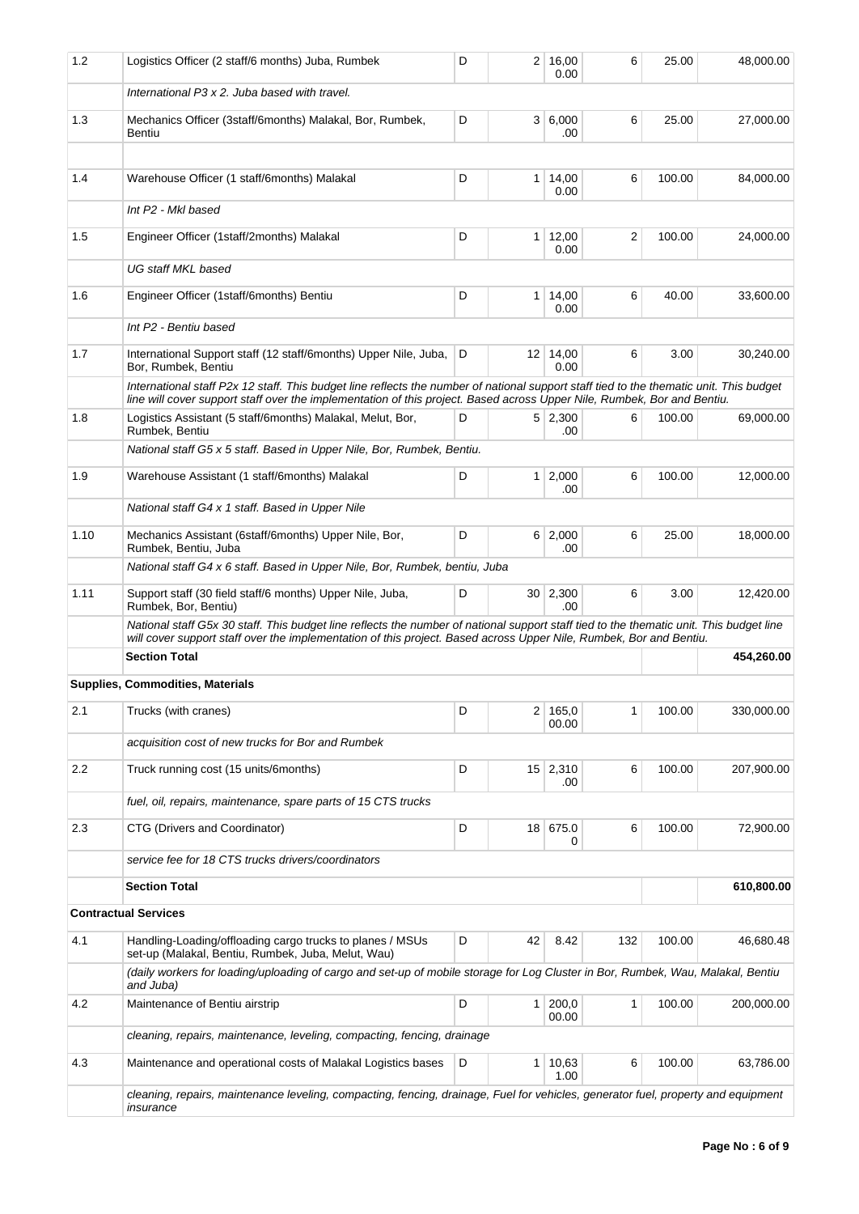| | | | | | | | |
|---|---|---|---|---|---|---|---|
| 1.2 | Logistics Officer (2 staff/6 months) Juba, Rumbek | D | 2 | 16,000.00 | 6 | 25.00 | 48,000.00 |
| | *International P3 x 2. Juba based with travel.* | | | | | | |
| 1.3 | Mechanics Officer (3staff/6months) Malakal, Bor, Rumbek, Bentiu | D | 3 | 6,000.00 | 6 | 25.00 | 27,000.00 |
| | | | | | | | |
| 1.4 | Warehouse Officer (1 staff/6months) Malakal | D | 1 | 14,000.00 | 6 | 100.00 | 84,000.00 |
| | *Int P2 - Mkl based* | | | | | | |
| 1.5 | Engineer Officer (1staff/2months) Malakal | D | 1 | 12,000.00 | 2 | 100.00 | 24,000.00 |
| | *UG staff MKL based* | | | | | | |
| 1.6 | Engineer Officer (1staff/6months) Bentiu | D | 1 | 14,000.00 | 6 | 40.00 | 33,600.00 |
| | *Int P2 - Bentiu based* | | | | | | |
| 1.7 | International Support staff (12 staff/6months) Upper Nile, Juba, Bor, Rumbek, Bentiu | D | 12 | 14,000.00 | 6 | 3.00 | 30,240.00 |
| | *International staff P2x 12 staff. This budget line reflects the number of national support staff tied to the thematic unit. This budget line will cover support staff over the implementation of this project. Based across Upper Nile, Rumbek, Bor and Bentiu.* | | | | | | |
| 1.8 | Logistics Assistant (5 staff/6months) Malakal, Melut, Bor, Rumbek, Bentiu | D | 5 | 2,300.00 | 6 | 100.00 | 69,000.00 |
| | *National staff G5 x 5 staff. Based in Upper Nile, Bor, Rumbek, Bentiu.* | | | | | | |
| 1.9 | Warehouse Assistant (1 staff/6months) Malakal | D | 1 | 2,000.00 | 6 | 100.00 | 12,000.00 |
| | *National staff G4 x 1 staff. Based in Upper Nile* | | | | | | |
| 1.10 | Mechanics Assistant (6staff/6months) Upper Nile, Bor, Rumbek, Bentiu, Juba | D | 6 | 2,000.00 | 6 | 25.00 | 18,000.00 |
| | *National staff G4 x 6 staff. Based in Upper Nile, Bor, Rumbek, bentiu, Juba* | | | | | | |
| 1.11 | Support staff (30 field staff/6 months) Upper Nile, Juba, Rumbek, Bor, Bentiu) | D | 30 | 2,300.00 | 6 | 3.00 | 12,420.00 |
| | *National staff G5x 30 staff. This budget line reflects the number of national support staff tied to the thematic unit. This budget line will cover support staff over the implementation of this project. Based across Upper Nile, Rumbek, Bor and Bentiu.* | | | | | | |
| | **Section Total** | | | | | | **454,260.00** |
| **Supplies, Commodities, Materials** | | | | | | | |
| 2.1 | Trucks (with cranes) | D | 2 | 165,000.00 | 1 | 100.00 | 330,000.00 |
| | *acquisition cost of new trucks for Bor and Rumbek* | | | | | | |
| 2.2 | Truck running cost (15 units/6months) | D | 15 | 2,310.00 | 6 | 100.00 | 207,900.00 |
| | *fuel, oil, repairs, maintenance, spare parts of 15 CTS trucks* | | | | | | |
| 2.3 | CTG (Drivers and Coordinator) | D | 18 | 675.00 | 6 | 100.00 | 72,900.00 |
| | *service fee for 18 CTS trucks drivers/coordinators* | | | | | | |
| | **Section Total** | | | | | | **610,800.00** |
| **Contractual Services** | | | | | | | |
| 4.1 | Handling-Loading/offloading cargo trucks to planes / MSUs set-up (Malakal, Bentiu, Rumbek, Juba, Melut, Wau) | D | 42 | 8.42 | 132 | 100.00 | 46,680.48 |
| | *(daily workers for loading/uploading of cargo and set-up of mobile storage for Log Cluster in Bor, Rumbek, Wau, Malakal, Bentiu and Juba)* | | | | | | |
| 4.2 | Maintenance of Bentiu airstrip | D | 1 | 200,000.00 | 1 | 100.00 | 200,000.00 |
| | *cleaning, repairs, maintenance, leveling, compacting, fencing, drainage* | | | | | | |
| 4.3 | Maintenance and operational costs of Malakal Logistics bases | D | 1 | 10,631.00 | 6 | 100.00 | 63,786.00 |
| | *cleaning, repairs, maintenance leveling, compacting, fencing, drainage, Fuel for vehicles, generator fuel, property and equipment insurance* | | | | | | |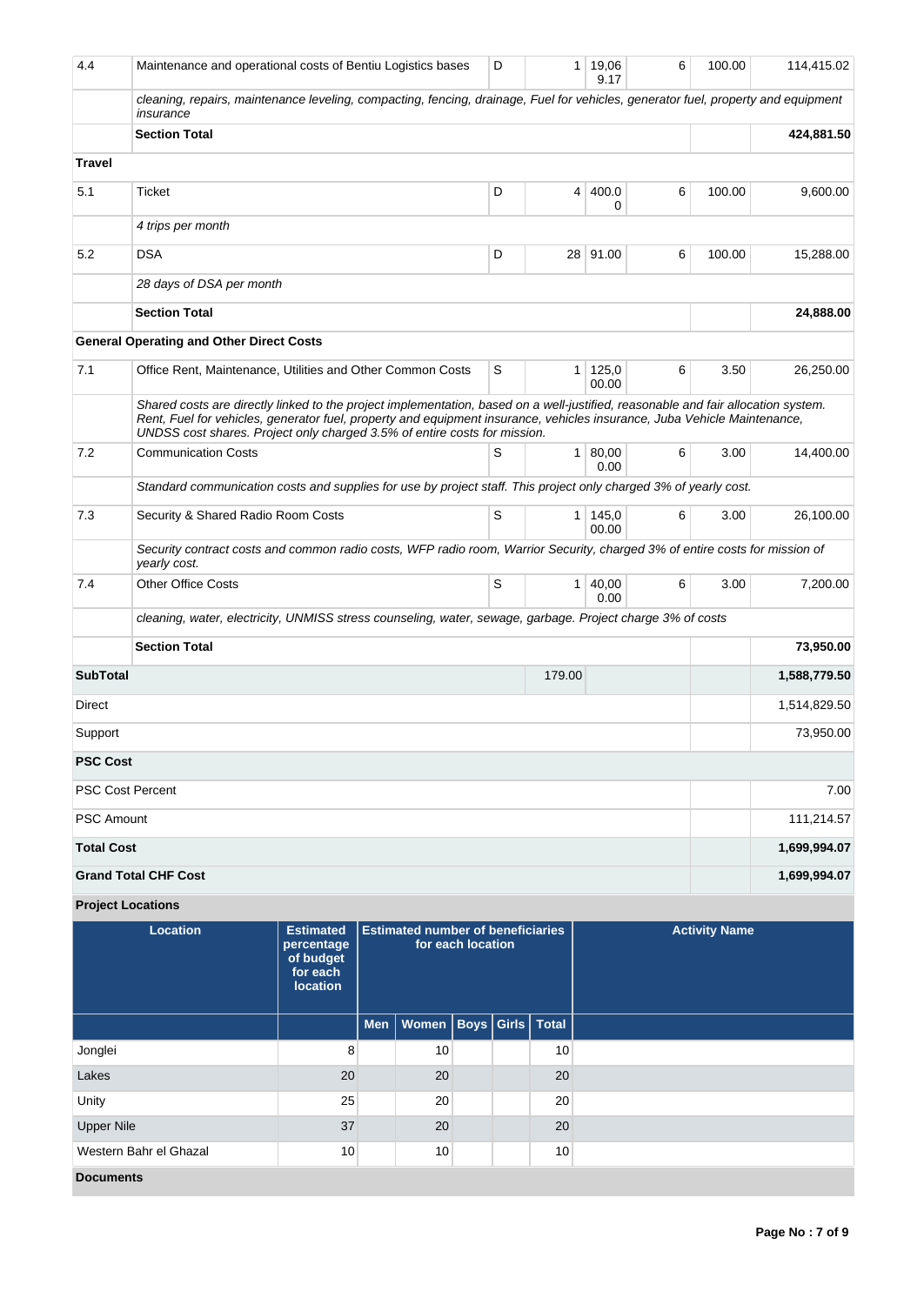| | | | | | | | |
|---|---|---|---|---|---|---|---|
| 4.4 | Maintenance and operational costs of Bentiu Logistics bases | D | 1 | 19,069.17 | 6 | 100.00 | 114,415.02 |
| | *cleaning, repairs, maintenance leveling, compacting, fencing, drainage, Fuel for vehicles, generator fuel, property and equipment insurance* | | | | | | |
| | **Section Total** | | | | | | **424,881.50** |
| **Travel** | | | | | | | |
| 5.1 | Ticket | D | 4 | 400.00 | 6 | 100.00 | 9,600.00 |
| | *4 trips per month* | | | | | | |
| 5.2 | DSA | D | 28 | 91.00 | 6 | 100.00 | 15,288.00 |
| | *28 days of DSA per month* | | | | | | |
| | **Section Total** | | | | | | **24,888.00** |
| **General Operating and Other Direct Costs** | | | | | | | |
| 7.1 | Office Rent, Maintenance, Utilities and Other Common Costs | S | 1 | 125,000.00 | 6 | 3.50 | 26,250.00 |
| | *Shared costs are directly linked to the project implementation, based on a well-justified, reasonable and fair allocation system. Rent, Fuel for vehicles, generator fuel, property and equipment insurance, vehicles insurance, Juba Vehicle Maintenance, UNDSS cost shares. Project only charged 3.5% of entire costs for mission.* | | | | | | |
| 7.2 | Communication Costs | S | 1 | 80,000.00 | 6 | 3.00 | 14,400.00 |
| | *Standard communication costs and supplies for use by project staff. This project only charged 3% of yearly cost.* | | | | | | |
| 7.3 | Security & Shared Radio Room Costs | S | 1 | 145,000.00 | 6 | 3.00 | 26,100.00 |
| | *Security contract costs and common radio costs, WFP radio room, Warrior Security, charged 3% of entire costs for mission of yearly cost.* | | | | | | |
| 7.4 | Other Office Costs | S | 1 | 40,000.00 | 6 | 3.00 | 7,200.00 |
| | *cleaning, water, electricity, UNMISS stress counseling, water, sewage, garbage. Project charge 3% of costs* | | | | | | |
| | **Section Total** | | | | | | **73,950.00** |
| **SubTotal** | | | 179.00 | | | | **1,588,779.50** |
| Direct | | | | | | | 1,514,829.50 |
| Support | | | | | | | 73,950.00 |
| **PSC Cost** | | | | | | | |
| PSC Cost Percent | | | | | | | 7.00 |
| PSC Amount | | | | | | | 111,214.57 |
| **Total Cost** | | | | | | | **1,699,994.07** |
| **Grand Total CHF Cost** | | | | | | | **1,699,994.07** |

**Project Locations**

| Location | Estimated percentage of budget for each location | Estimated number of beneficiaries for each location | | | | | Activity Name |
|---|---|---|---|---|---|---|---|
| | | Men | Women | Boys | Girls | Total | |
| Jonglei | 8 | | 10 | | | 10 | |
| Lakes | 20 | | 20 | | | 20 | |
| Unity | 25 | | 20 | | | 20 | |
| Upper Nile | 37 | | 20 | | | 20 | |
| Western Bahr el Ghazal | 10 | | 10 | | | 10 | |

**Documents**